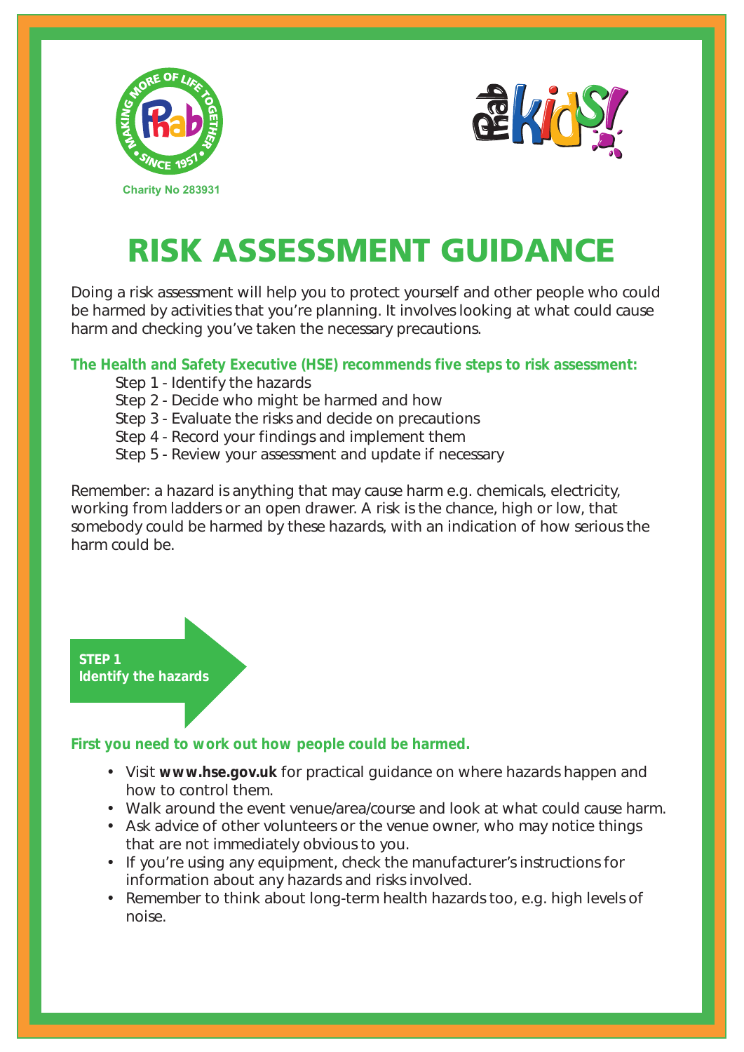Charity No 283931

# RISK ASSESSMENT GUIDANCE

Doing a risk assessment will help you to protect yourself and other people who could be harmed by activities that you're planning. It involves looking at what could cause harm and checking you've taken the necessary precautions.

**The Health and Safety Executive (HSE) recommends five steps to risk assessment:**

Step 1 - Identify the hazards
Step 2 - Decide who might be harmed and how
Step 3 - Evaluate the risks and decide on precautions
Step 4 - Record your findings and implement them
Step 5 - Review your assessment and update if necessary

Remember: a hazard is anything that may cause harm e.g. chemicals, electricity, working from ladders or an open drawer. A risk is the chance, high or low, that somebody could be harmed by these hazards, with an indication of how serious the harm could be.

## STEP 1
## Identify the hazards

**First you need to work out how people could be harmed.**

- Visit **www.hse.gov.uk** for practical guidance on where hazards happen and how to control them.
- Walk around the event venue/area/course and look at what could cause harm.
- Ask advice of other volunteers or the venue owner, who may notice things that are not immediately obvious to you.
- If you're using any equipment, check the manufacturer's instructions for information about any hazards and risks involved.
- Remember to think about long-term health hazards too, e.g. high levels of noise.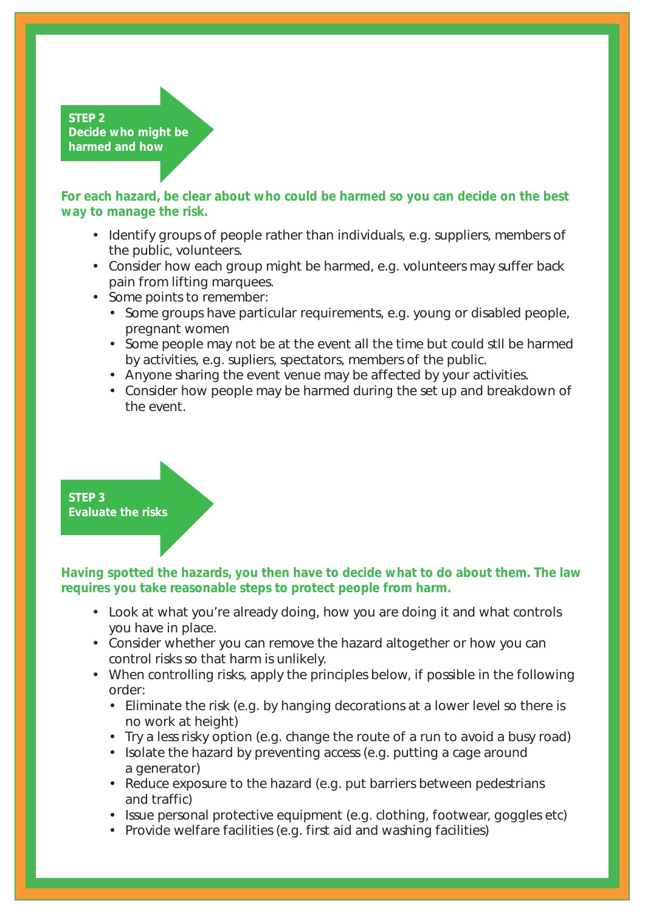## STEP 2
## Decide who might be harmed and how

**For each hazard, be clear about who could be harmed so you can decide on the best way to manage the risk.**

- Identify groups of people rather than individuals, e.g. suppliers, members of the public, volunteers.
- Consider how each group might be harmed, e.g. volunteers may suffer back pain from lifting marquees.
- Some points to remember:
  - Some groups have particular requirements, e.g. young or disabled people, pregnant women
  - Some people may not be at the event all the time but could stll be harmed by activities, e.g. supliers, spectators, members of the public.
  - Anyone sharing the event venue may be affected by your activities.
  - Consider how people may be harmed during the set up and breakdown of the event.

## STEP 3
## Evaluate the risks

**Having spotted the hazards, you then have to decide what to do about them. The law requires you take reasonable steps to protect people from harm.**

- Look at what you're already doing, how you are doing it and what controls you have in place.
- Consider whether you can remove the hazard altogether or how you can control risks so that harm is unlikely.
- When controlling risks, apply the principles below, if possible in the following order:
  - Eliminate the risk (e.g. by hanging decorations at a lower level so there is no work at height)
  - Try a less risky option (e.g. change the route of a run to avoid a busy road)
  - Isolate the hazard by preventing access (e.g. putting a cage around a generator)
  - Reduce exposure to the hazard (e.g. put barriers between pedestrians and traffic)
  - Issue personal protective equipment (e.g. clothing, footwear, goggles etc)
  - Provide welfare facilities (e.g. first aid and washing facilities)